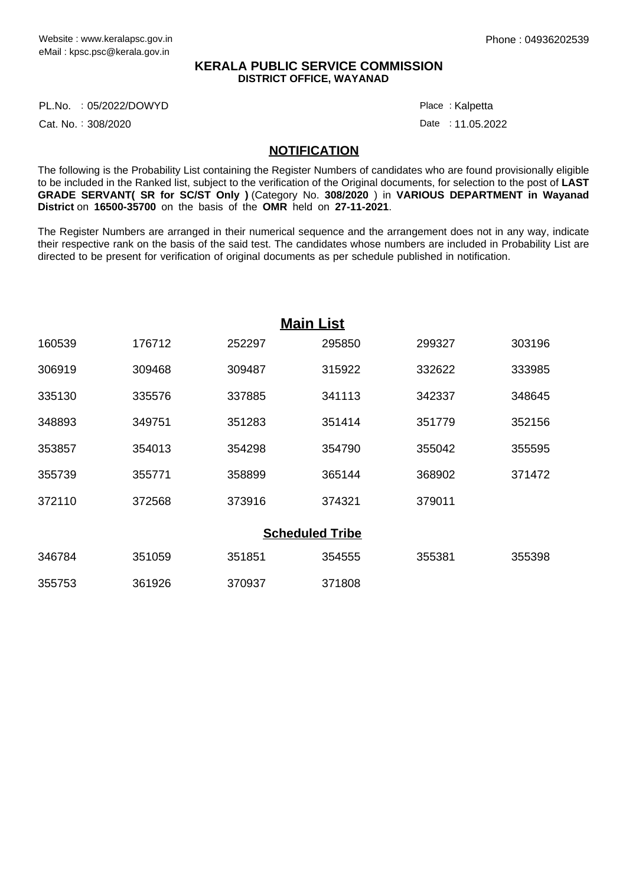Website : www.keralapsc.gov.in
eMail : kpsc.psc@kerala.gov.in

Phone : 04936202539

**KERALA PUBLIC SERVICE COMMISSION**
**DISTRICT OFFICE, WAYANAD**

PL.No. : 05/2022/DOWYD

Place : Kalpetta

Cat. No. : 308/2020

Date : 11.05.2022

## NOTIFICATION

The following is the Probability List containing the Register Numbers of candidates who are found provisionally eligible to be included in the Ranked list, subject to the verification of the Original documents, for selection to the post of **LAST GRADE SERVANT( SR for SC/ST Only )** (Category No. **308/2020** ) in **VARIOUS DEPARTMENT in Wayanad District** on **16500-35700** on the basis of the **OMR** held on **27-11-2021**.

The Register Numbers are arranged in their numerical sequence and the arrangement does not in any way, indicate their respective rank on the basis of the said test. The candidates whose numbers are included in Probability List are directed to be present for verification of original documents as per schedule published in notification.

## Main List

| | | | | | |
|---|---|---|---|---|---|
| 160539 | 176712 | 252297 | 295850 | 299327 | 303196 |
| 306919 | 309468 | 309487 | 315922 | 332622 | 333985 |
| 335130 | 335576 | 337885 | 341113 | 342337 | 348645 |
| 348893 | 349751 | 351283 | 351414 | 351779 | 352156 |
| 353857 | 354013 | 354298 | 354790 | 355042 | 355595 |
| 355739 | 355771 | 358899 | 365144 | 368902 | 371472 |
| 372110 | 372568 | 373916 | 374321 | 379011 | |

## Scheduled Tribe

| | | | | | |
|---|---|---|---|---|---|
| 346784 | 351059 | 351851 | 354555 | 355381 | 355398 |
| 355753 | 361926 | 370937 | 371808 | | |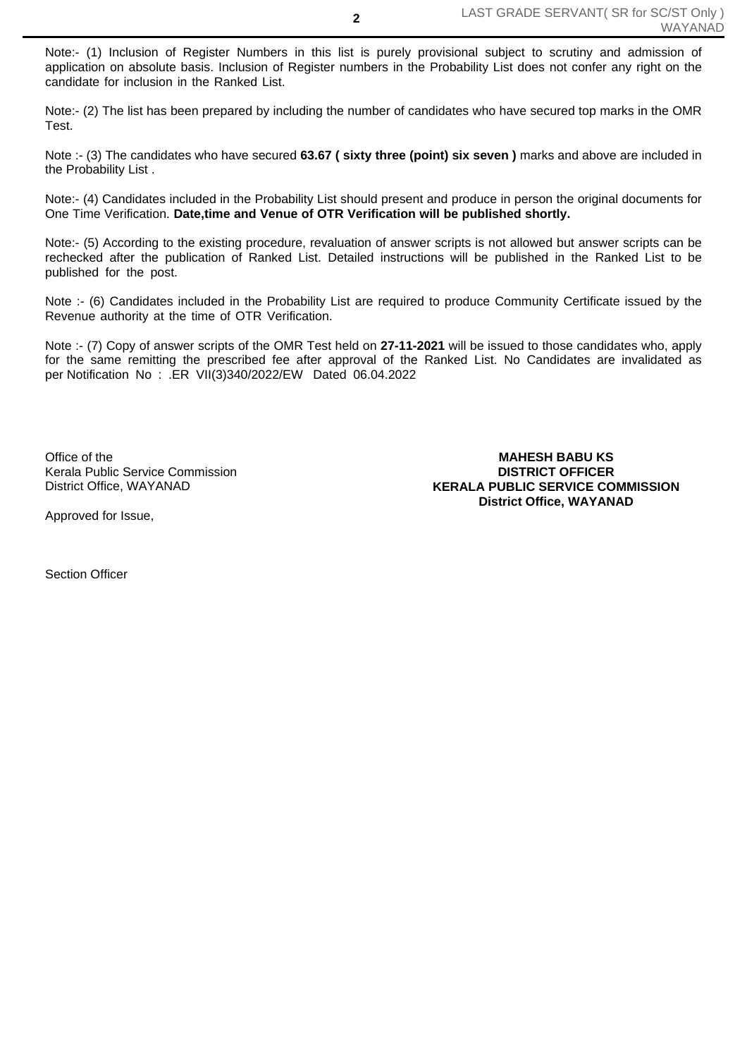Note:- (1) Inclusion of Register Numbers in this list is purely provisional subject to scrutiny and admission of application on absolute basis. Inclusion of Register numbers in the Probability List does not confer any right on the candidate for inclusion in the Ranked List.

Note:- (2) The list has been prepared by including the number of candidates who have secured top marks in the OMR Test.

Note :- (3) The candidates who have secured **63.67 ( sixty three (point) six seven )** marks and above are included in the Probability List .

Note:- (4) Candidates included in the Probability List should present and produce in person the original documents for One Time Verification. **Date,time and Venue of OTR Verification will be published shortly.**

Note:- (5) According to the existing procedure, revaluation of answer scripts is not allowed but answer scripts can be rechecked after the publication of Ranked List. Detailed instructions will be published in the Ranked List to be published for the post.

Note :- (6) Candidates included in the Probability List are required to produce Community Certificate issued by the Revenue authority at the time of OTR Verification.

Note :- (7) Copy of answer scripts of the OMR Test held on **27-11-2021** will be issued to those candidates who, apply for the same remitting the prescribed fee after approval of the Ranked List. No Candidates are invalidated as per Notification No : .ER VII(3)340/2022/EW Dated 06.04.2022

Office of the
Kerala Public Service Commission
District Office, WAYANAD

**MAHESH BABU KS**
**DISTRICT OFFICER**
**KERALA PUBLIC SERVICE COMMISSION**
**District Office, WAYANAD**

Approved for Issue,

Section Officer